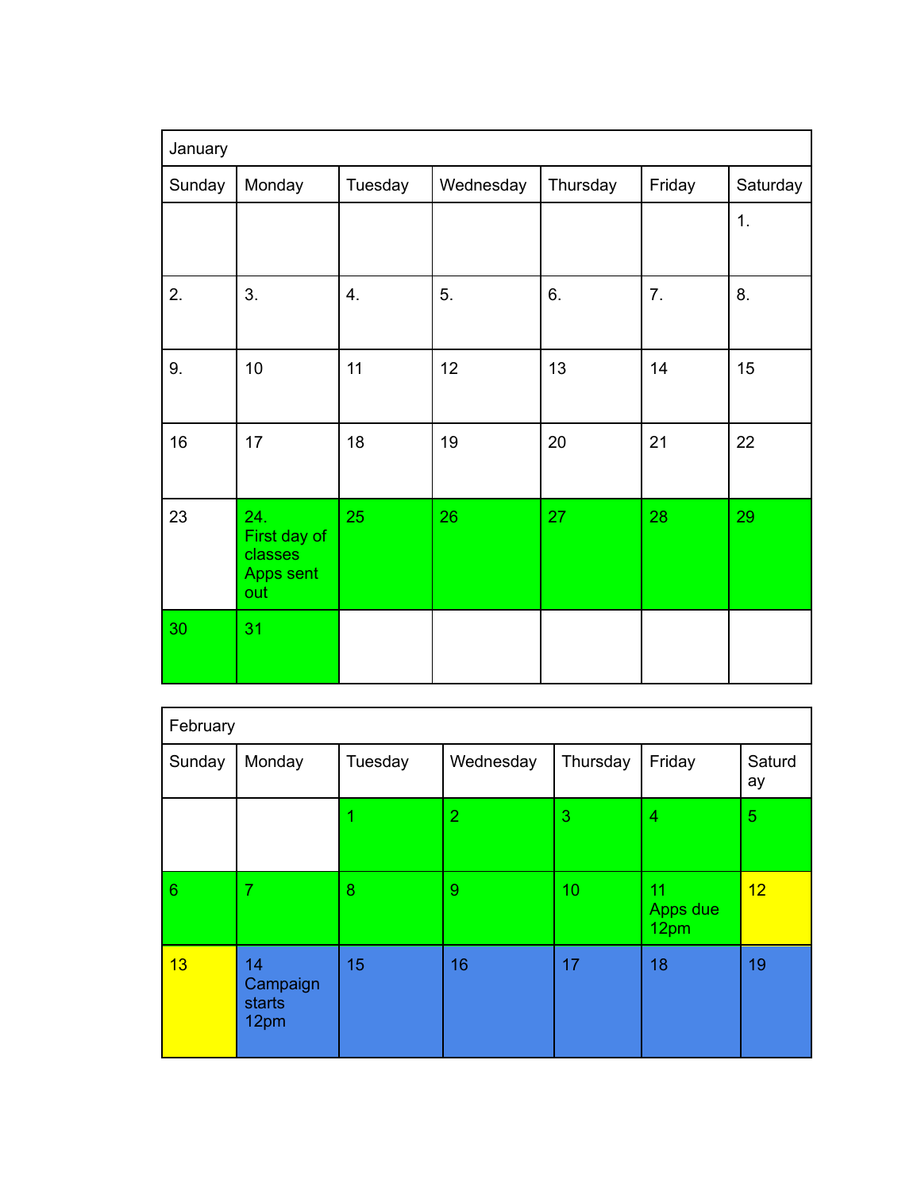| January | | | | | | |
|---|---|---|---|---|---|---|
| Sunday | Monday | Tuesday | Wednesday | Thursday | Friday | Saturday |
| | | | | | | 1. |
| 2. | 3. | 4. | 5. | 6. | 7. | 8. |
| 9. | 10 | 11 | 12 | 13 | 14 | 15 |
| 16 | 17 | 18 | 19 | 20 | 21 | 22 |
| 23 | 24. First day of classes Apps sent out | 25 | 26 | 27 | 28 | 29 |
| 30 | 31 | | | | | |

| February | | | | | | |
|---|---|---|---|---|---|---|
| Sunday | Monday | Tuesday | Wednesday | Thursday | Friday | Saturday |
| | | 1 | 2 | 3 | 4 | 5 |
| 6 | 7 | 8 | 9 | 10 | 11 Apps due 12pm | 12 |
| 13 | 14 Campaign starts 12pm | 15 | 16 | 17 | 18 | 19 |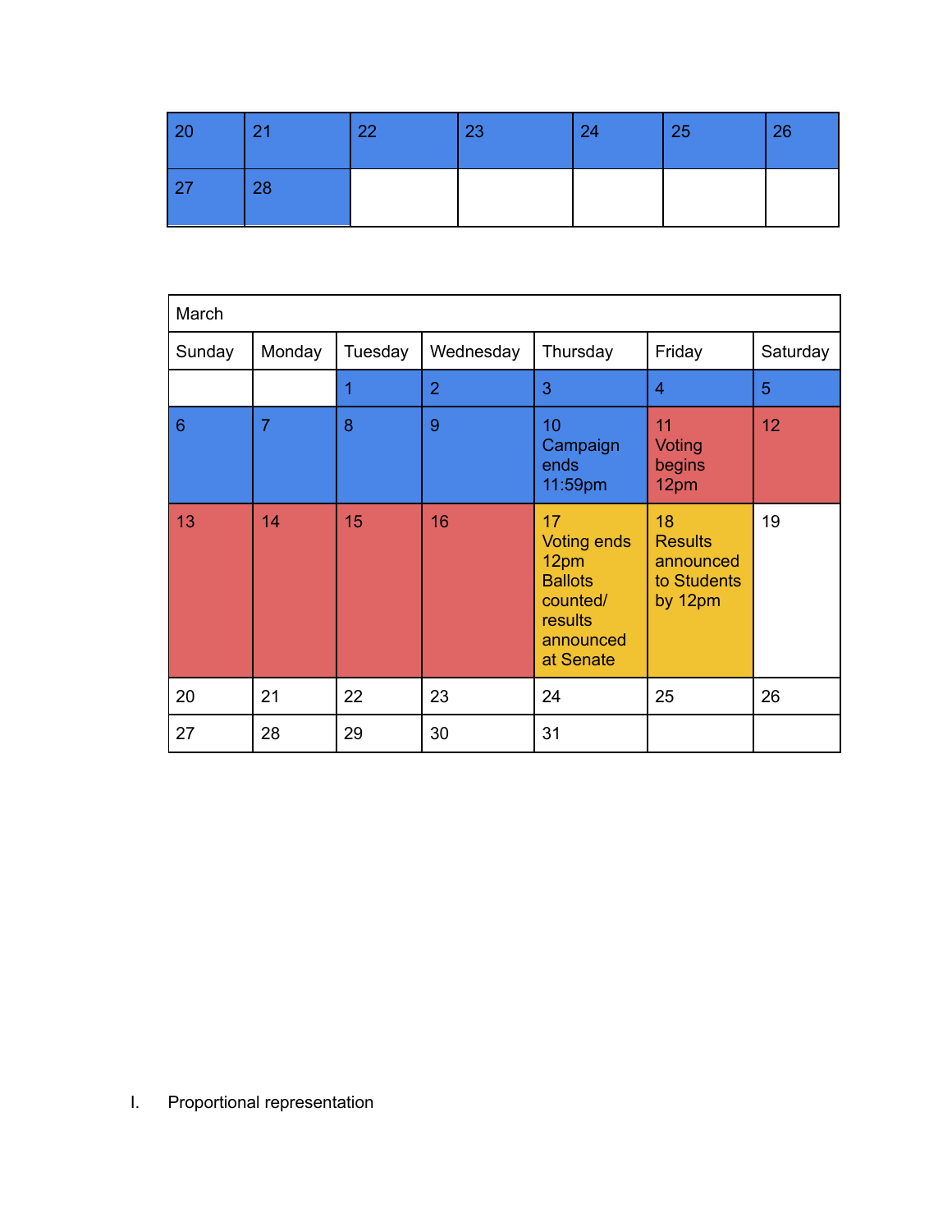| 20 | 21 | 22 | 23 | 24 | 25 | 26 |
|---|---|---|---|---|---|---|
| 27 | 28 | | | | | |

| March | | | | | | |
|---|---|---|---|---|---|---|
| Sunday | Monday | Tuesday | Wednesday | Thursday | Friday | Saturday |
| | | 1 | 2 | 3 | 4 | 5 |
| 6 | 7 | 8 | 9 | 10 Campaign ends 11:59pm | 11 Voting begins 12pm | 12 |
| 13 | 14 | 15 | 16 | 17 Voting ends 12pm Ballots counted/ results announced at Senate | 18 Results announced to Students by 12pm | 19 |
| 20 | 21 | 22 | 23 | 24 | 25 | 26 |
| 27 | 28 | 29 | 30 | 31 | | |

I. Proportional representation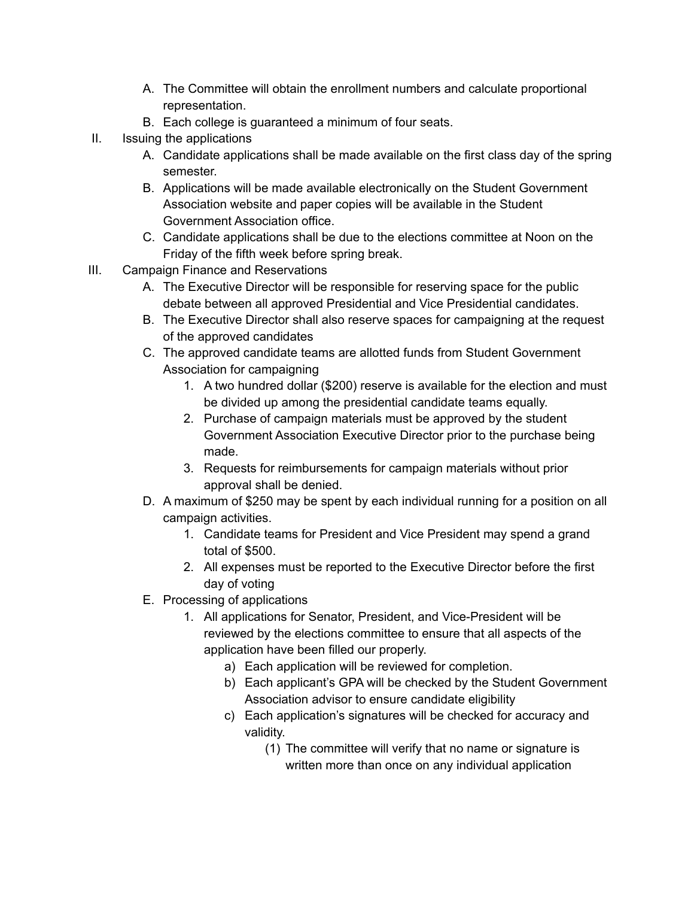A. The Committee will obtain the enrollment numbers and calculate proportional representation.
B. Each college is guaranteed a minimum of four seats.

II. Issuing the applications
   A. Candidate applications shall be made available on the first class day of the spring semester.
   B. Applications will be made available electronically on the Student Government Association website and paper copies will be available in the Student Government Association office.
   C. Candidate applications shall be due to the elections committee at Noon on the Friday of the fifth week before spring break.

III. Campaign Finance and Reservations
   A. The Executive Director will be responsible for reserving space for the public debate between all approved Presidential and Vice Presidential candidates.
   B. The Executive Director shall also reserve spaces for campaigning at the request of the approved candidates
   C. The approved candidate teams are allotted funds from Student Government Association for campaigning
      1. A two hundred dollar ($200) reserve is available for the election and must be divided up among the presidential candidate teams equally.
      2. Purchase of campaign materials must be approved by the student Government Association Executive Director prior to the purchase being made.
      3. Requests for reimbursements for campaign materials without prior approval shall be denied.
   D. A maximum of $250 may be spent by each individual running for a position on all campaign activities.
      1. Candidate teams for President and Vice President may spend a grand total of $500.
      2. All expenses must be reported to the Executive Director before the first day of voting
   E. Processing of applications
      1. All applications for Senator, President, and Vice-President will be reviewed by the elections committee to ensure that all aspects of the application have been filled our properly.
         a) Each application will be reviewed for completion.
         b) Each applicant's GPA will be checked by the Student Government Association advisor to ensure candidate eligibility
         c) Each application's signatures will be checked for accuracy and validity.
            (1) The committee will verify that no name or signature is written more than once on any individual application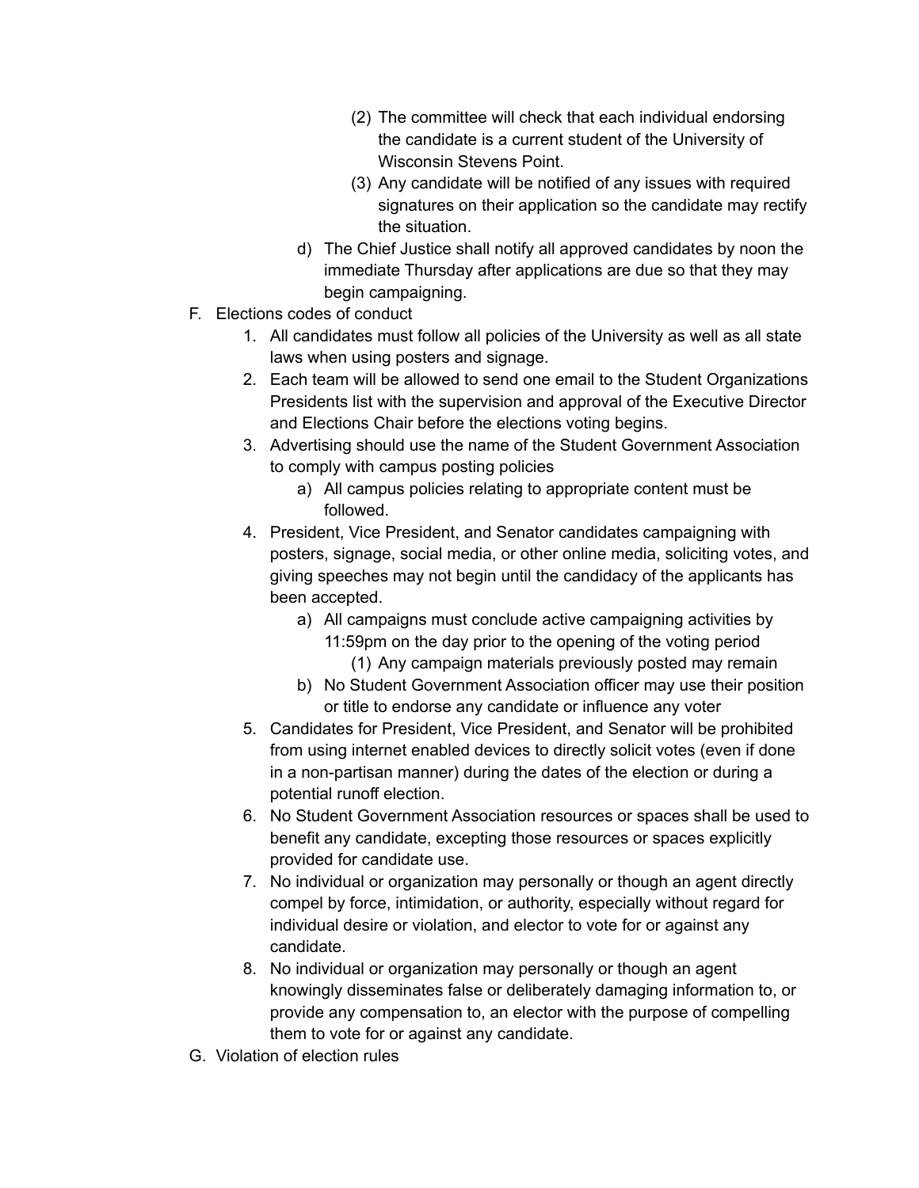(2) The committee will check that each individual endorsing the candidate is a current student of the University of Wisconsin Stevens Point.
        (3) Any candidate will be notified of any issues with required signatures on their application so the candidate may rectify the situation.
    d) The Chief Justice shall notify all approved candidates by noon the immediate Thursday after applications are due so that they may begin campaigning.

F. Elections codes of conduct
    1. All candidates must follow all policies of the University as well as all state laws when using posters and signage.
    2. Each team will be allowed to send one email to the Student Organizations Presidents list with the supervision and approval of the Executive Director and Elections Chair before the elections voting begins.
    3. Advertising should use the name of the Student Government Association to comply with campus posting policies
        a) All campus policies relating to appropriate content must be followed.
    4. President, Vice President, and Senator candidates campaigning with posters, signage, social media, or other online media, soliciting votes, and giving speeches may not begin until the candidacy of the applicants has been accepted.
        a) All campaigns must conclude active campaigning activities by 11:59pm on the day prior to the opening of the voting period
            (1) Any campaign materials previously posted may remain
        b) No Student Government Association officer may use their position or title to endorse any candidate or influence any voter
    5. Candidates for President, Vice President, and Senator will be prohibited from using internet enabled devices to directly solicit votes (even if done in a non-partisan manner) during the dates of the election or during a potential runoff election.
    6. No Student Government Association resources or spaces shall be used to benefit any candidate, excepting those resources or spaces explicitly provided for candidate use.
    7. No individual or organization may personally or though an agent directly compel by force, intimidation, or authority, especially without regard for individual desire or violation, and elector to vote for or against any candidate.
    8. No individual or organization may personally or though an agent knowingly disseminates false or deliberately damaging information to, or provide any compensation to, an elector with the purpose of compelling them to vote for or against any candidate.

G. Violation of election rules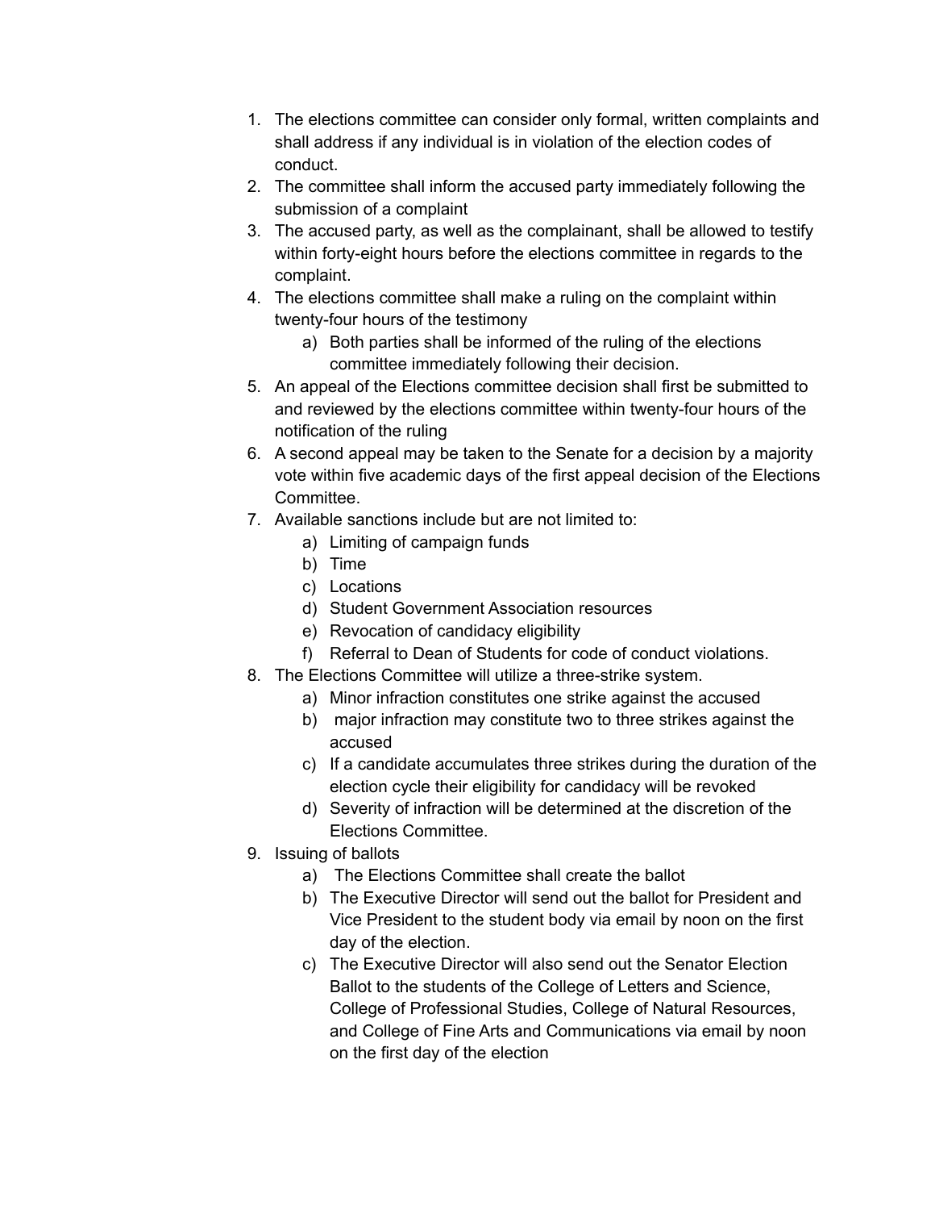1. The elections committee can consider only formal, written complaints and shall address if any individual is in violation of the election codes of conduct.
2. The committee shall inform the accused party immediately following the submission of a complaint
3. The accused party, as well as the complainant, shall be allowed to testify within forty-eight hours before the elections committee in regards to the complaint.
4. The elections committee shall make a ruling on the complaint within twenty-four hours of the testimony
    a) Both parties shall be informed of the ruling of the elections committee immediately following their decision.
5. An appeal of the Elections committee decision shall first be submitted to and reviewed by the elections committee within twenty-four hours of the notification of the ruling
6. A second appeal may be taken to the Senate for a decision by a majority vote within five academic days of the first appeal decision of the Elections Committee.
7. Available sanctions include but are not limited to:
    a) Limiting of campaign funds
    b) Time
    c) Locations
    d) Student Government Association resources
    e) Revocation of candidacy eligibility
    f) Referral to Dean of Students for code of conduct violations.
8. The Elections Committee will utilize a three-strike system.
    a) Minor infraction constitutes one strike against the accused
    b) major infraction may constitute two to three strikes against the accused
    c) If a candidate accumulates three strikes during the duration of the election cycle their eligibility for candidacy will be revoked
    d) Severity of infraction will be determined at the discretion of the Elections Committee.
9. Issuing of ballots
    a) The Elections Committee shall create the ballot
    b) The Executive Director will send out the ballot for President and Vice President to the student body via email by noon on the first day of the election.
    c) The Executive Director will also send out the Senator Election Ballot to the students of the College of Letters and Science, College of Professional Studies, College of Natural Resources, and College of Fine Arts and Communications via email by noon on the first day of the election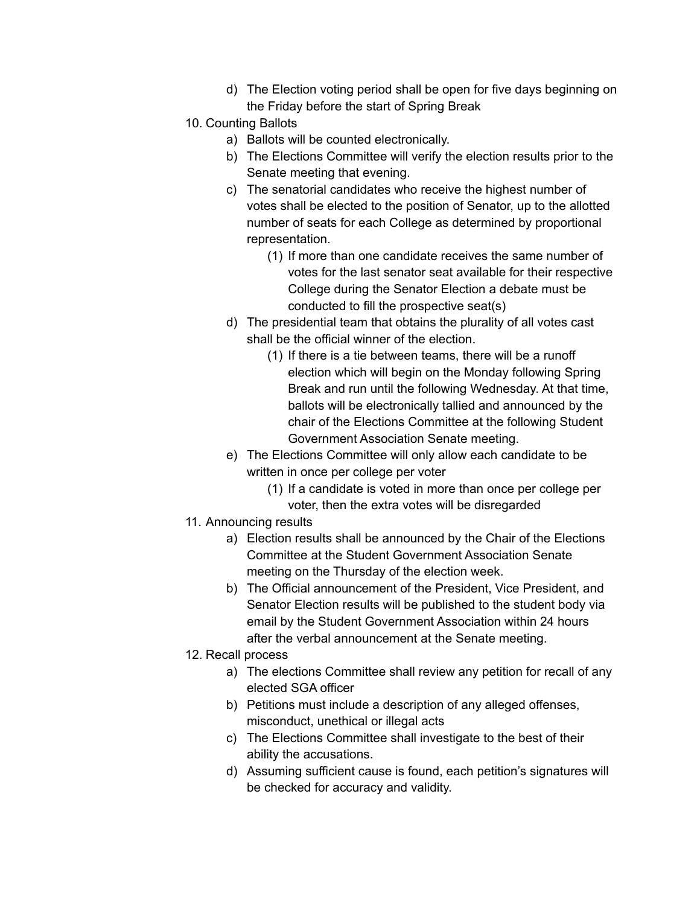d) The Election voting period shall be open for five days beginning on the Friday before the start of Spring Break

10. Counting Ballots
    a) Ballots will be counted electronically.
    b) The Elections Committee will verify the election results prior to the Senate meeting that evening.
    c) The senatorial candidates who receive the highest number of votes shall be elected to the position of Senator, up to the allotted number of seats for each College as determined by proportional representation.
        (1) If more than one candidate receives the same number of votes for the last senator seat available for their respective College during the Senator Election a debate must be conducted to fill the prospective seat(s)
    d) The presidential team that obtains the plurality of all votes cast shall be the official winner of the election.
        (1) If there is a tie between teams, there will be a runoff election which will begin on the Monday following Spring Break and run until the following Wednesday. At that time, ballots will be electronically tallied and announced by the chair of the Elections Committee at the following Student Government Association Senate meeting.
    e) The Elections Committee will only allow each candidate to be written in once per college per voter
        (1) If a candidate is voted in more than once per college per voter, then the extra votes will be disregarded

11. Announcing results
    a) Election results shall be announced by the Chair of the Elections Committee at the Student Government Association Senate meeting on the Thursday of the election week.
    b) The Official announcement of the President, Vice President, and Senator Election results will be published to the student body via email by the Student Government Association within 24 hours after the verbal announcement at the Senate meeting.

12. Recall process
    a) The elections Committee shall review any petition for recall of any elected SGA officer
    b) Petitions must include a description of any alleged offenses, misconduct, unethical or illegal acts
    c) The Elections Committee shall investigate to the best of their ability the accusations.
    d) Assuming sufficient cause is found, each petition's signatures will be checked for accuracy and validity.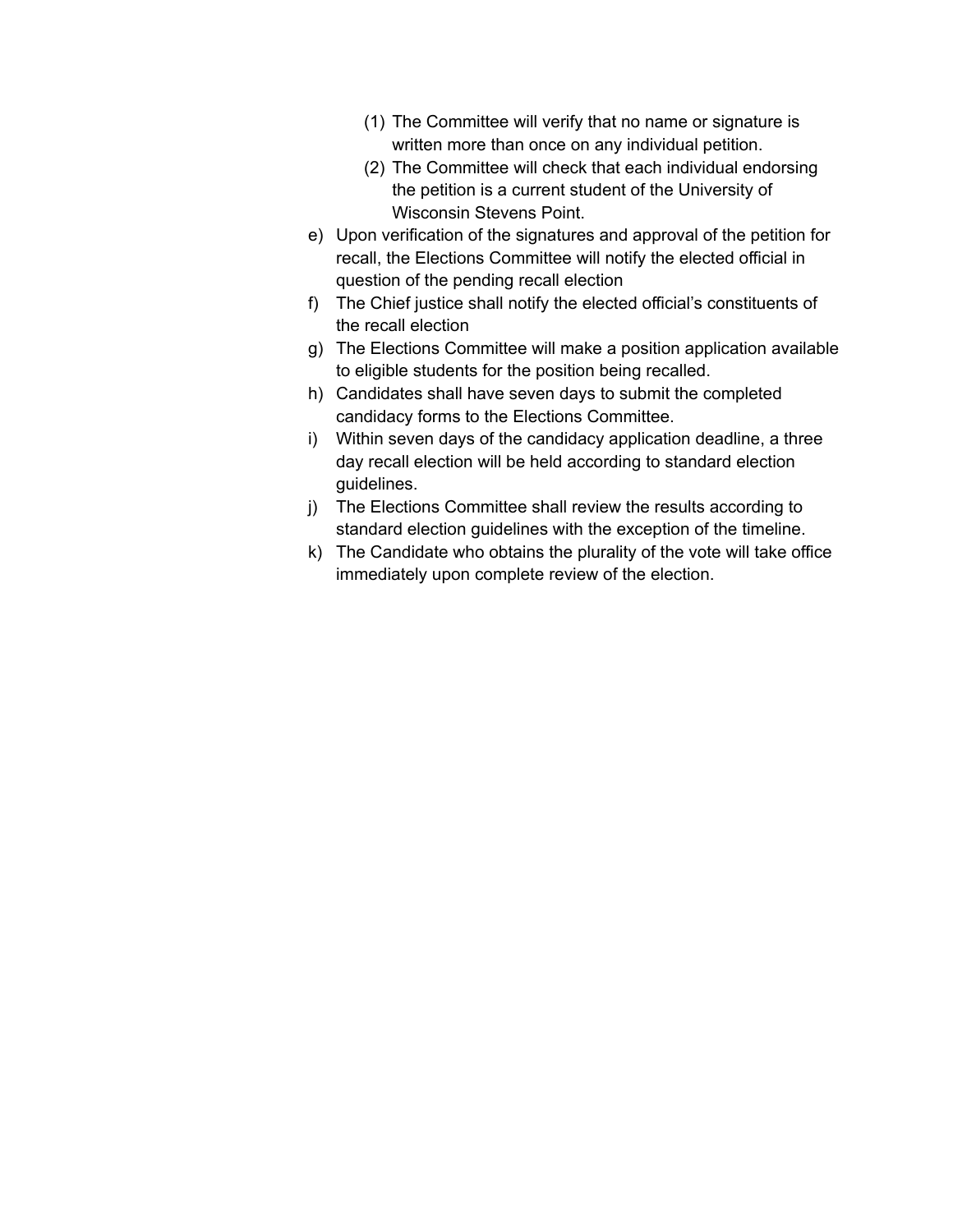(1) The Committee will verify that no name or signature is written more than once on any individual petition.
(2) The Committee will check that each individual endorsing the petition is a current student of the University of Wisconsin Stevens Point.

e) Upon verification of the signatures and approval of the petition for recall, the Elections Committee will notify the elected official in question of the pending recall election
f) The Chief justice shall notify the elected official's constituents of the recall election
g) The Elections Committee will make a position application available to eligible students for the position being recalled.
h) Candidates shall have seven days to submit the completed candidacy forms to the Elections Committee.
i) Within seven days of the candidacy application deadline, a three day recall election will be held according to standard election guidelines.
j) The Elections Committee shall review the results according to standard election guidelines with the exception of the timeline.
k) The Candidate who obtains the plurality of the vote will take office immediately upon complete review of the election.